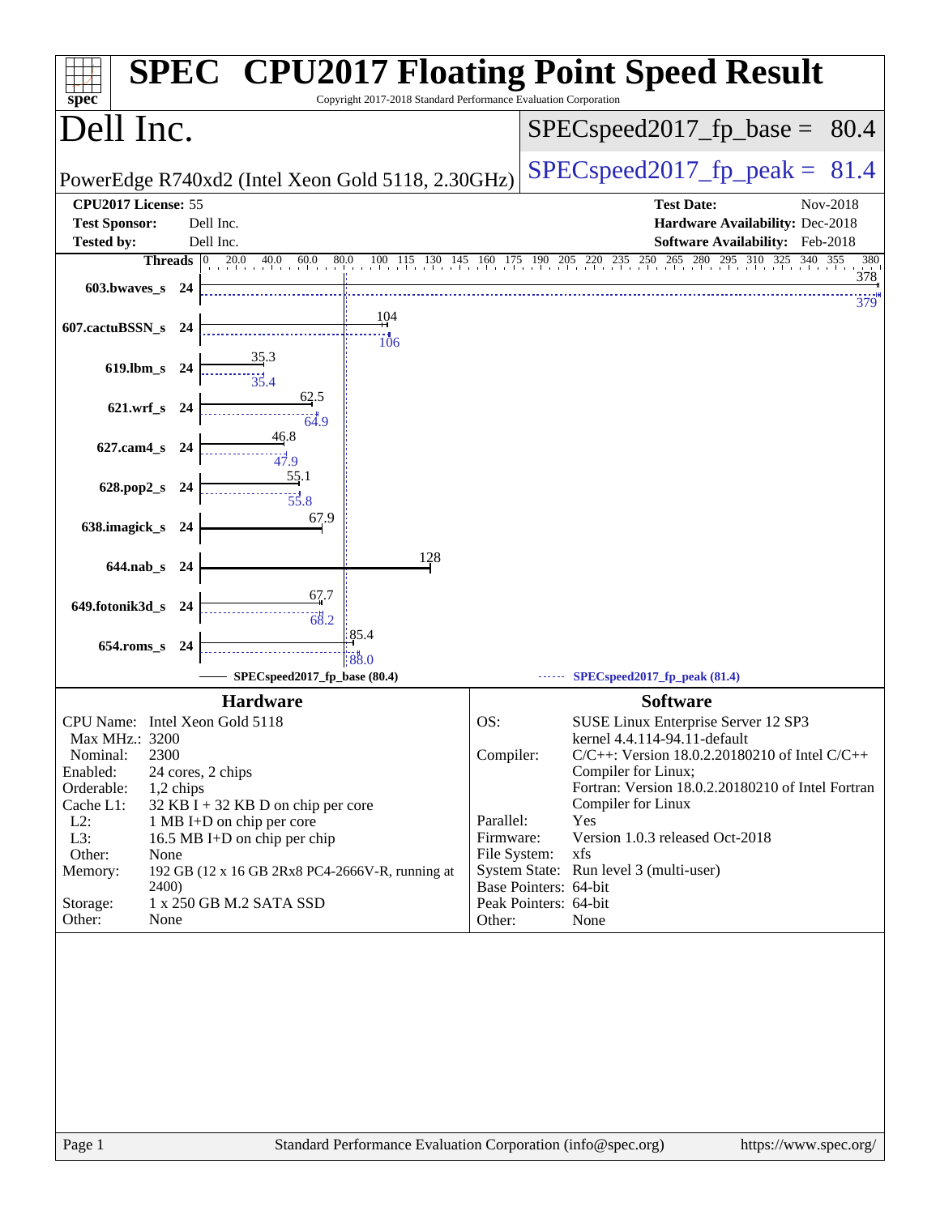# SPEC CPU2017 Floating Point Speed Result

Copyright 2017-2018 Standard Performance Evaluation Corporation

## Dell Inc.

PowerEdge R740xd2 (Intel Xeon Gold 5118, 2.30GHz)

SPECspeed2017_fp_base = 80.4

SPECspeed2017_fp_peak = 81.4

| | | | |
|---|---|---|---|
| **CPU2017 License:** | 55 | **Test Date:** | Nov-2018 |
| **Test Sponsor:** | Dell Inc. | **Hardware Availability:** | Dec-2018 |
| **Tested by:** | Dell Inc. | **Software Availability:** | Feb-2018 |

| Benchmark | Threads | Base | Peak |
|---|---|---|---|
| 603.bwaves_s | 24 | 378 | 379 |
| 607.cactuBSSN_s | 24 | 104 | 106 |
| 619.lbm_s | 24 | 35.3 | 35.4 |
| 621.wrf_s | 24 | 62.5 | 64.9 |
| 627.cam4_s | 24 | 46.8 | 47.9 |
| 628.pop2_s | 24 | 55.1 | 55.8 |
| 638.imagick_s | 24 | 67.9 | |
| 644.nab_s | 24 | 128 | |
| 649.fotonik3d_s | 24 | 67.7 | 68.2 |
| 654.roms_s | 24 | 85.4 | 88.0 |

SPECspeed2017_fp_base (80.4) — SPECspeed2017_fp_peak (81.4)

### Hardware

| | |
|---|---|
| CPU Name: | Intel Xeon Gold 5118 |
| Max MHz.: | 3200 |
| Nominal: | 2300 |
| Enabled: | 24 cores, 2 chips |
| Orderable: | 1,2 chips |
| Cache L1: | 32 KB I + 32 KB D on chip per core |
| L2: | 1 MB I+D on chip per core |
| L3: | 16.5 MB I+D on chip per chip |
| Other: | None |
| Memory: | 192 GB (12 x 16 GB 2Rx8 PC4-2666V-R, running at 2400) |
| Storage: | 1 x 250 GB M.2 SATA SSD |
| Other: | None |

### Software

| | |
|---|---|
| OS: | SUSE Linux Enterprise Server 12 SP3 kernel 4.4.114-94.11-default |
| Compiler: | C/C++: Version 18.0.2.20180210 of Intel C/C++ Compiler for Linux; Fortran: Version 18.0.2.20180210 of Intel Fortran Compiler for Linux |
| Parallel: | Yes |
| Firmware: | Version 1.0.3 released Oct-2018 |
| File System: | xfs |
| System State: | Run level 3 (multi-user) |
| Base Pointers: | 64-bit |
| Peak Pointers: | 64-bit |
| Other: | None |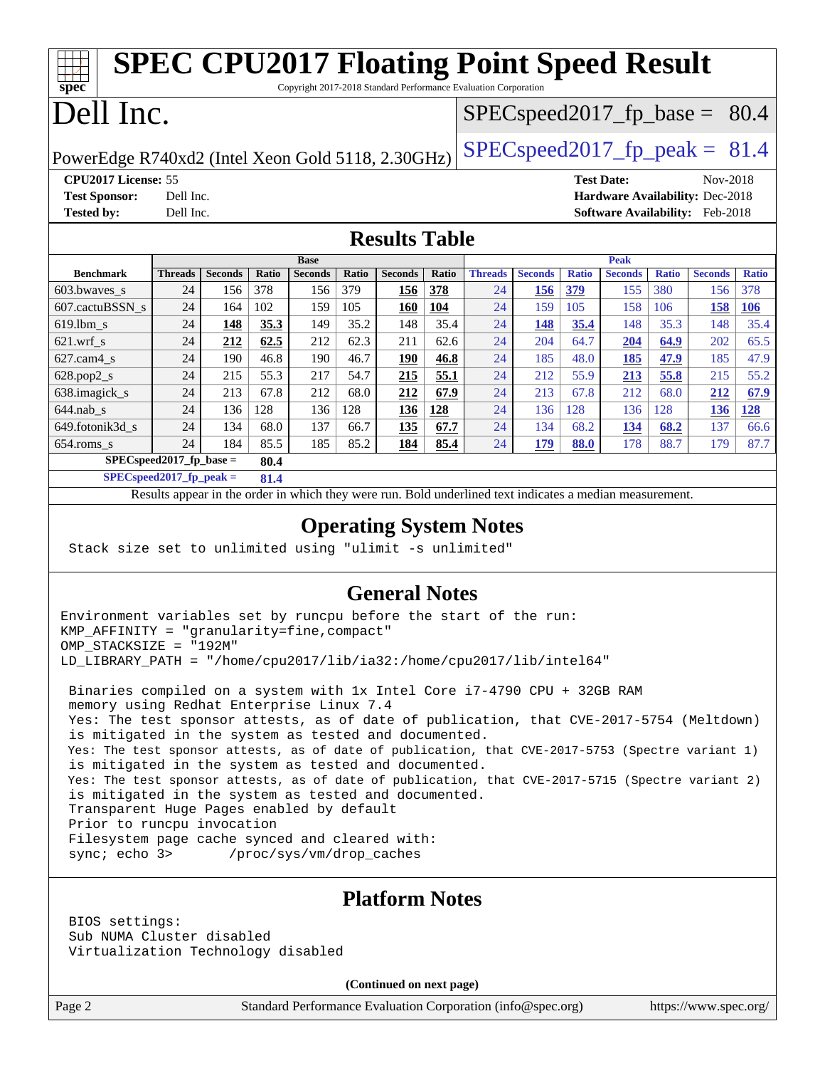# SPEC CPU2017 Floating Point Speed Result

Copyright 2017-2018 Standard Performance Evaluation Corporation

# Dell Inc.

PowerEdge R740xd2 (Intel Xeon Gold 5118, 2.30GHz)

SPECspeed2017_fp_base = 80.4

SPECspeed2017_fp_peak = 81.4

**CPU2017 License:** 55
**Test Sponsor:** Dell Inc.
**Tested by:** Dell Inc.

**Test Date:** Nov-2018
**Hardware Availability:** Dec-2018
**Software Availability:** Feb-2018

## Results Table

| Benchmark | Base | | | | | | | Peak | | | | | | |
|---|---|---|---|---|---|---|---|---|---|---|---|---|---|---|
| | Threads | Seconds | Ratio | Seconds | Ratio | Seconds | Ratio | Threads | Seconds | Ratio | Seconds | Ratio | Seconds | Ratio |
| 603.bwaves_s | 24 | 156 | 378 | 156 | 379 | **156** | **378** | 24 | **156** | **379** | 155 | 380 | 156 | 378 |
| 607.cactuBSSN_s | 24 | 164 | 102 | 159 | 105 | **160** | **104** | 24 | 159 | 105 | 158 | 106 | **158** | **106** |
| 619.lbm_s | 24 | **148** | **35.3** | 149 | 35.2 | 148 | 35.4 | 24 | **148** | **35.4** | 148 | 35.3 | 148 | 35.4 |
| 621.wrf_s | 24 | **212** | **62.5** | 212 | 62.3 | 211 | 62.6 | 24 | 204 | 64.7 | **204** | **64.9** | 202 | 65.5 |
| 627.cam4_s | 24 | 190 | 46.8 | 190 | 46.7 | **190** | **46.8** | 24 | 185 | 48.0 | **185** | **47.9** | 185 | 47.9 |
| 628.pop2_s | 24 | 215 | 55.3 | 217 | 54.7 | **215** | **55.1** | 24 | 212 | 55.9 | **213** | **55.8** | 215 | 55.2 |
| 638.imagick_s | 24 | 213 | 67.8 | 212 | 68.0 | **212** | **67.9** | 24 | 213 | 67.8 | 212 | 68.0 | **212** | **67.9** |
| 644.nab_s | 24 | 136 | 128 | 136 | 128 | **136** | **128** | 24 | 136 | 128 | 136 | 128 | **136** | **128** |
| 649.fotonik3d_s | 24 | 134 | 68.0 | 137 | 66.7 | **135** | **67.7** | 24 | 134 | 68.2 | **134** | **68.2** | 137 | 66.6 |
| 654.roms_s | 24 | 184 | 85.5 | 185 | 85.2 | **184** | **85.4** | 24 | **179** | **88.0** | 178 | 88.7 | 179 | 87.7 |

**SPECspeed2017_fp_base = 80.4**

**SPECspeed2017_fp_peak = 81.4**

Results appear in the order in which they were run. Bold underlined text indicates a median measurement.

## Operating System Notes

```
Stack size set to unlimited using "ulimit -s unlimited"
```

## General Notes

```
Environment variables set by runcpu before the start of the run:
KMP_AFFINITY = "granularity=fine,compact"
OMP_STACKSIZE = "192M"
LD_LIBRARY_PATH = "/home/cpu2017/lib/ia32:/home/cpu2017/lib/intel64"

 Binaries compiled on a system with 1x Intel Core i7-4790 CPU + 32GB RAM
 memory using Redhat Enterprise Linux 7.4
 Yes: The test sponsor attests, as of date of publication, that CVE-2017-5754 (Meltdown)
 is mitigated in the system as tested and documented.
 Yes: The test sponsor attests, as of date of publication, that CVE-2017-5753 (Spectre variant 1)
 is mitigated in the system as tested and documented.
 Yes: The test sponsor attests, as of date of publication, that CVE-2017-5715 (Spectre variant 2)
 is mitigated in the system as tested and documented.
 Transparent Huge Pages enabled by default
 Prior to runcpu invocation
 Filesystem page cache synced and cleared with:
 sync; echo 3>       /proc/sys/vm/drop_caches
```

## Platform Notes

```
BIOS settings:
Sub NUMA Cluster disabled
Virtualization Technology disabled
```

**(Continued on next page)**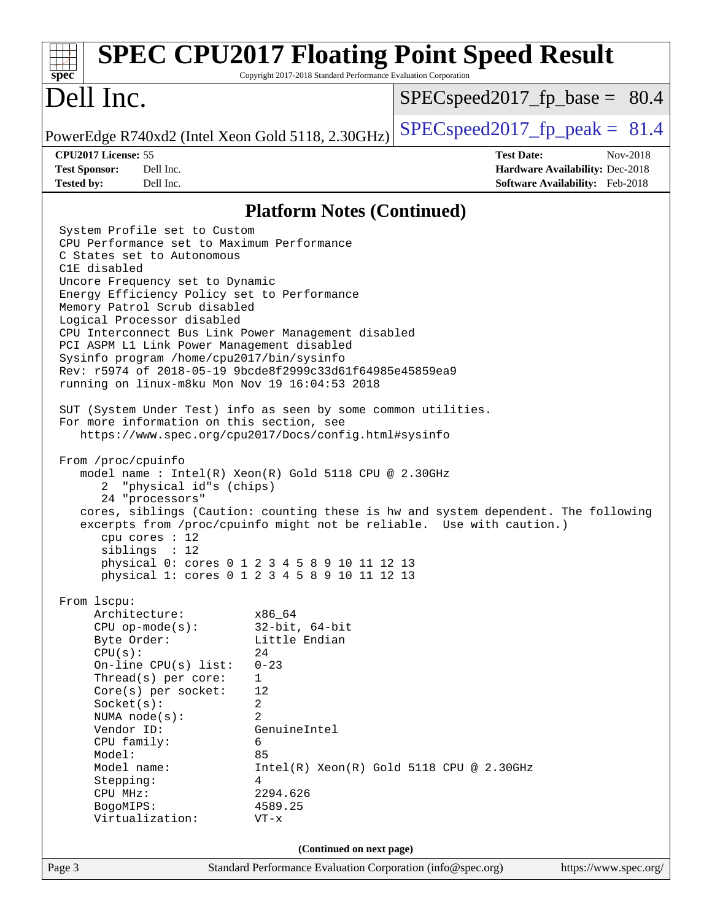# SPEC CPU2017 Floating Point Speed Result

Copyright 2017-2018 Standard Performance Evaluation Corporation

# Dell Inc.

PowerEdge R740xd2 (Intel Xeon Gold 5118, 2.30GHz)

SPECspeed2017_fp_base = 80.4

SPECspeed2017_fp_peak = 81.4

**CPU2017 License:** 55
**Test Sponsor:** Dell Inc.
**Tested by:** Dell Inc.

**Test Date:** Nov-2018
**Hardware Availability:** Dec-2018
**Software Availability:** Feb-2018

## Platform Notes (Continued)

```
System Profile set to Custom
CPU Performance set to Maximum Performance
C States set to Autonomous
C1E disabled
Uncore Frequency set to Dynamic
Energy Efficiency Policy set to Performance
Memory Patrol Scrub disabled
Logical Processor disabled
CPU Interconnect Bus Link Power Management disabled
PCI ASPM L1 Link Power Management disabled
Sysinfo program /home/cpu2017/bin/sysinfo
Rev: r5974 of 2018-05-19 9bcde8f2999c33d61f64985e45859ea9
running on linux-m8ku Mon Nov 19 16:04:53 2018

SUT (System Under Test) info as seen by some common utilities.
For more information on this section, see
   https://www.spec.org/cpu2017/Docs/config.html#sysinfo

From /proc/cpuinfo
   model name : Intel(R) Xeon(R) Gold 5118 CPU @ 2.30GHz
      2  "physical id"s (chips)
      24 "processors"
   cores, siblings (Caution: counting these is hw and system dependent. The following
   excerpts from /proc/cpuinfo might not be reliable.  Use with caution.)
      cpu cores : 12
      siblings  : 12
      physical 0: cores 0 1 2 3 4 5 8 9 10 11 12 13
      physical 1: cores 0 1 2 3 4 5 8 9 10 11 12 13

From lscpu:
     Architecture:          x86_64
     CPU op-mode(s):        32-bit, 64-bit
     Byte Order:            Little Endian
     CPU(s):                24
     On-line CPU(s) list:   0-23
     Thread(s) per core:    1
     Core(s) per socket:    12
     Socket(s):             2
     NUMA node(s):          2
     Vendor ID:             GenuineIntel
     CPU family:            6
     Model:                 85
     Model name:            Intel(R) Xeon(R) Gold 5118 CPU @ 2.30GHz
     Stepping:              4
     CPU MHz:               2294.626
     BogoMIPS:              4589.25
     Virtualization:        VT-x
```

**(Continued on next page)**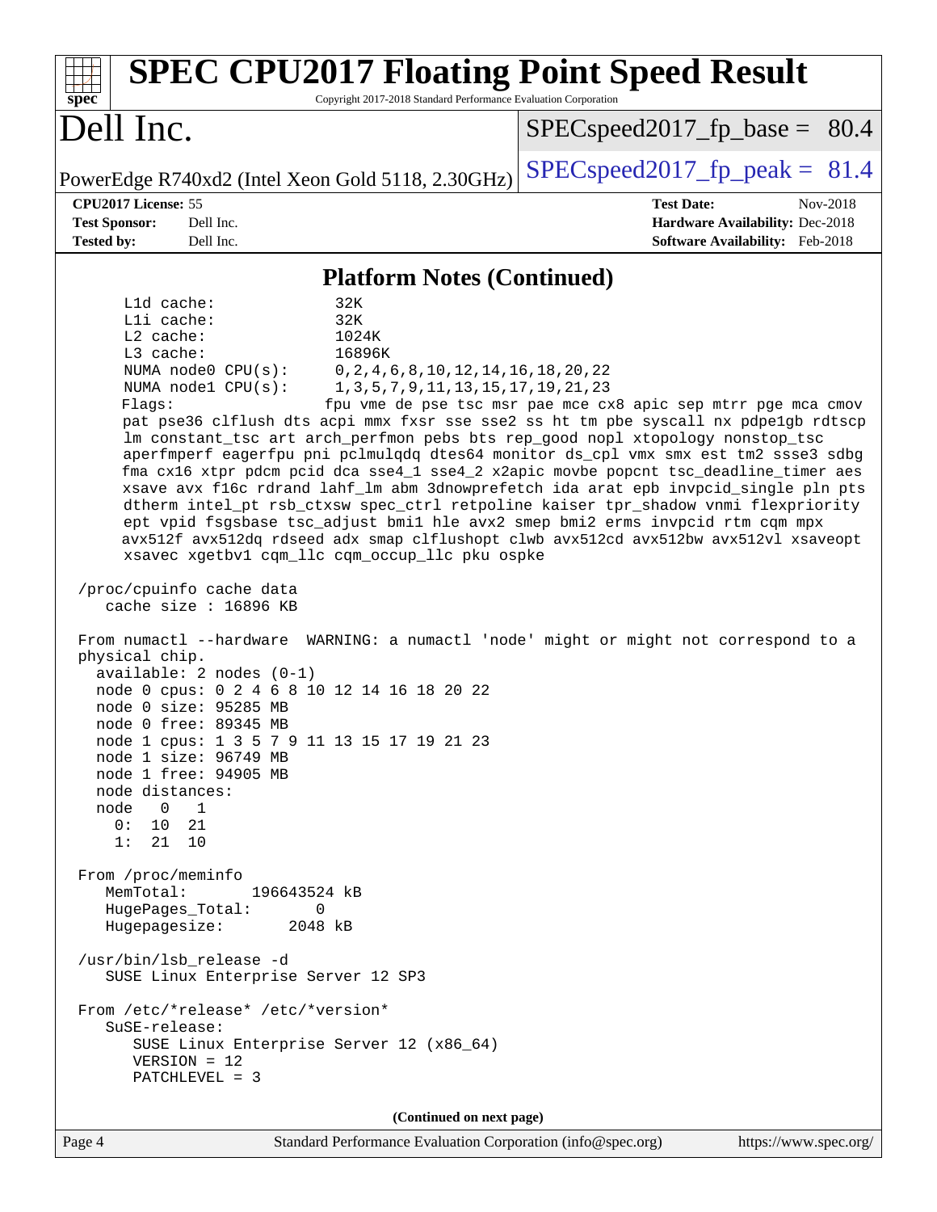## Platform Notes (Continued)

```
      L1d cache:              32K
      L1i cache:              32K
      L2 cache:               1024K
      L3 cache:               16896K
      NUMA node0 CPU(s):      0,2,4,6,8,10,12,14,16,18,20,22
      NUMA node1 CPU(s):      1,3,5,7,9,11,13,15,17,19,21,23
      Flags:                 fpu vme de pse tsc msr pae mce cx8 apic sep mtrr pge mca cmov
      pat pse36 clflush dts acpi mmx fxsr sse sse2 ss ht tm pbe syscall nx pdpe1gb rdtscp
      lm constant_tsc art arch_perfmon pebs bts rep_good nopl xtopology nonstop_tsc
      aperfmperf eagerfpu pni pclmulqdq dtes64 monitor ds_cpl vmx smx est tm2 ssse3 sdbg
      fma cx16 xtpr pdcm pcid dca sse4_1 sse4_2 x2apic movbe popcnt tsc_deadline_timer aes
      xsave avx f16c rdrand lahf_lm abm 3dnowprefetch ida arat epb invpcid_single pln pts
      dtherm intel_pt rsb_ctxsw spec_ctrl retpoline kaiser tpr_shadow vnmi flexpriority
      ept vpid fsgsbase tsc_adjust bmi1 hle avx2 smep bmi2 erms invpcid rtm cqm mpx
      avx512f avx512dq rdseed adx smap clflushopt clwb avx512cd avx512bw avx512vl xsaveopt
      xsavec xgetbv1 cqm_llc cqm_occup_llc pku ospke

 /proc/cpuinfo cache data
    cache size : 16896 KB

 From numactl --hardware  WARNING: a numactl 'node' might or might not correspond to a
 physical chip.
   available: 2 nodes (0-1)
   node 0 cpus: 0 2 4 6 8 10 12 14 16 18 20 22
   node 0 size: 95285 MB
   node 0 free: 89345 MB
   node 1 cpus: 1 3 5 7 9 11 13 15 17 19 21 23
   node 1 size: 96749 MB
   node 1 free: 94905 MB
   node distances:
   node   0   1
     0:  10  21
     1:  21  10

 From /proc/meminfo
    MemTotal:       196643524 kB
    HugePages_Total:       0
    Hugepagesize:       2048 kB

 /usr/bin/lsb_release -d
    SUSE Linux Enterprise Server 12 SP3

 From /etc/*release* /etc/*version*
    SuSE-release:
       SUSE Linux Enterprise Server 12 (x86_64)
       VERSION = 12
       PATCHLEVEL = 3
```

(Continued on next page)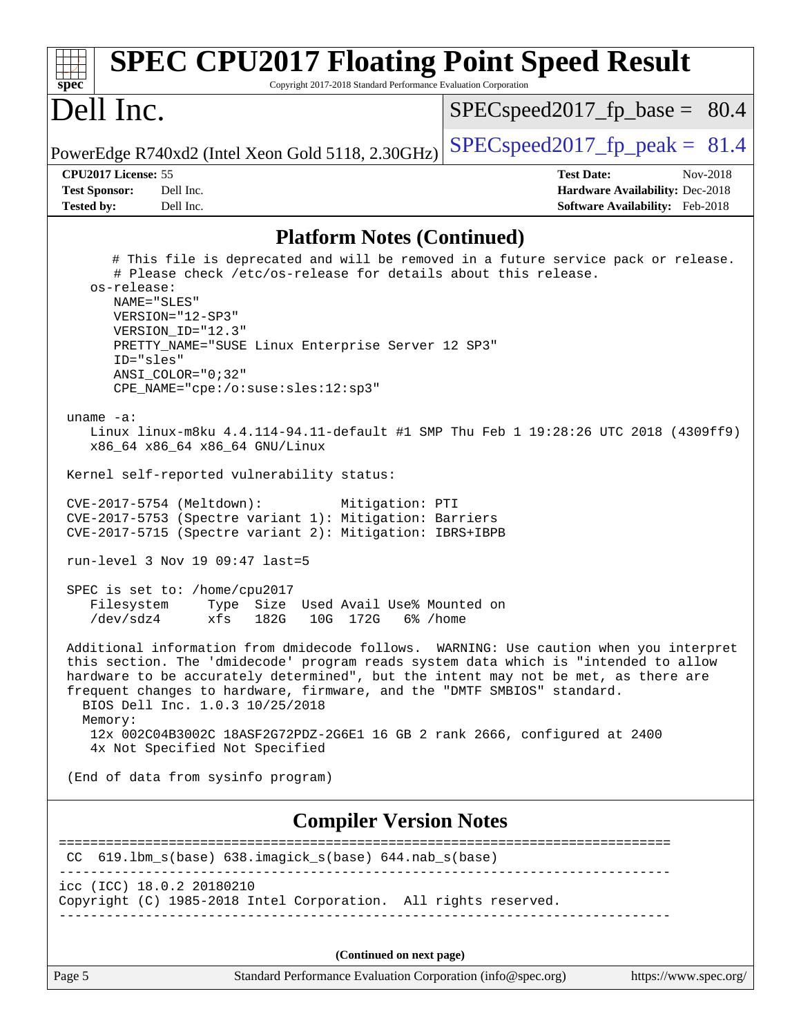## Platform Notes (Continued)

```
      # This file is deprecated and will be removed in a future service pack or release.
      # Please check /etc/os-release for details about this release.
   os-release:
      NAME="SLES"
      VERSION="12-SP3"
      VERSION_ID="12.3"
      PRETTY_NAME="SUSE Linux Enterprise Server 12 SP3"
      ID="sles"
      ANSI_COLOR="0;32"
      CPE_NAME="cpe:/o:suse:sles:12:sp3"

 uname -a:
    Linux linux-m8ku 4.4.114-94.11-default #1 SMP Thu Feb 1 19:28:26 UTC 2018 (4309ff9)
    x86_64 x86_64 x86_64 GNU/Linux

 Kernel self-reported vulnerability status:

 CVE-2017-5754 (Meltdown):          Mitigation: PTI
 CVE-2017-5753 (Spectre variant 1): Mitigation: Barriers
 CVE-2017-5715 (Spectre variant 2): Mitigation: IBRS+IBPB

 run-level 3 Nov 19 09:47 last=5

 SPEC is set to: /home/cpu2017
    Filesystem     Type  Size  Used Avail Use% Mounted on
    /dev/sdz4      xfs   182G   10G  172G   6% /home

 Additional information from dmidecode follows.  WARNING: Use caution when you interpret
 this section. The 'dmidecode' program reads system data which is "intended to allow
 hardware to be accurately determined", but the intent may not be met, as there are
 frequent changes to hardware, firmware, and the "DMTF SMBIOS" standard.
   BIOS Dell Inc. 1.0.3 10/25/2018
   Memory:
    12x 002C04B3002C 18ASF2G72PDZ-2G6E1 16 GB 2 rank 2666, configured at 2400
    4x Not Specified Not Specified

 (End of data from sysinfo program)
```

## Compiler Version Notes

```
==============================================================================
 CC  619.lbm_s(base) 638.imagick_s(base) 644.nab_s(base)
------------------------------------------------------------------------------
icc (ICC) 18.0.2 20180210
Copyright (C) 1985-2018 Intel Corporation.  All rights reserved.
------------------------------------------------------------------------------
```

(Continued on next page)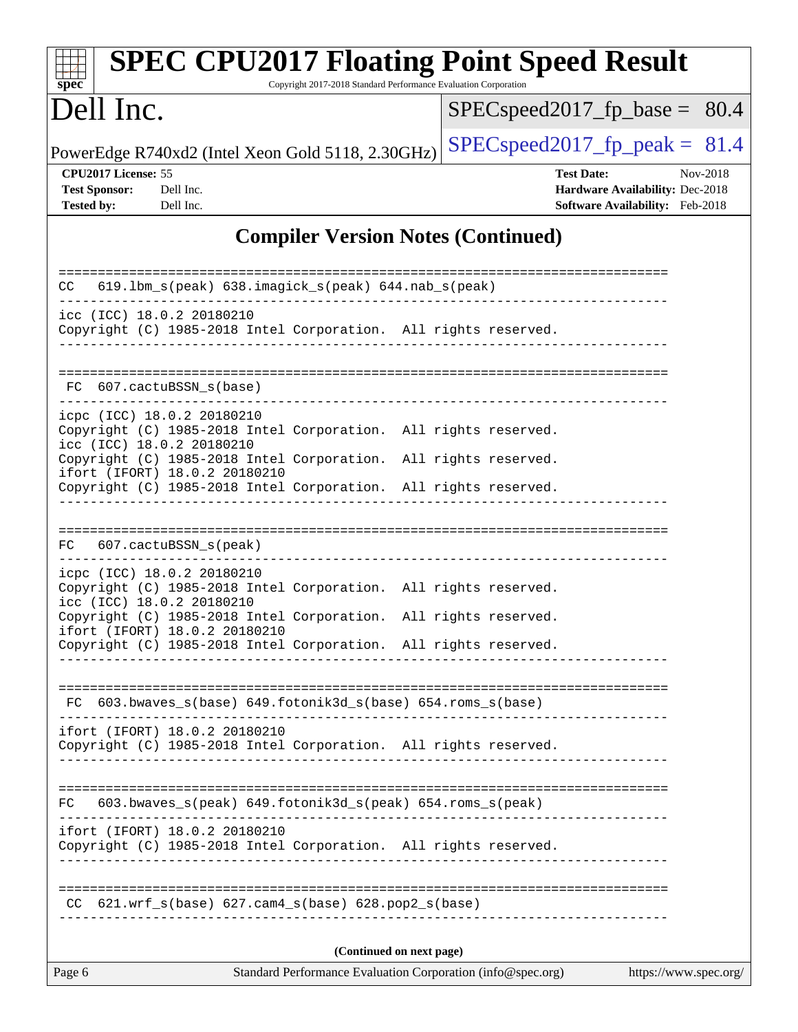## Compiler Version Notes (Continued)

```
==============================================================================
CC   619.lbm_s(peak) 638.imagick_s(peak) 644.nab_s(peak)
------------------------------------------------------------------------------
icc (ICC) 18.0.2 20180210
Copyright (C) 1985-2018 Intel Corporation.  All rights reserved.
------------------------------------------------------------------------------

==============================================================================
 FC  607.cactuBSSN_s(base)
------------------------------------------------------------------------------
icpc (ICC) 18.0.2 20180210
Copyright (C) 1985-2018 Intel Corporation.  All rights reserved.
icc (ICC) 18.0.2 20180210
Copyright (C) 1985-2018 Intel Corporation.  All rights reserved.
ifort (IFORT) 18.0.2 20180210
Copyright (C) 1985-2018 Intel Corporation.  All rights reserved.
------------------------------------------------------------------------------

==============================================================================
FC   607.cactuBSSN_s(peak)
------------------------------------------------------------------------------
icpc (ICC) 18.0.2 20180210
Copyright (C) 1985-2018 Intel Corporation.  All rights reserved.
icc (ICC) 18.0.2 20180210
Copyright (C) 1985-2018 Intel Corporation.  All rights reserved.
ifort (IFORT) 18.0.2 20180210
Copyright (C) 1985-2018 Intel Corporation.  All rights reserved.
------------------------------------------------------------------------------

==============================================================================
 FC  603.bwaves_s(base) 649.fotonik3d_s(base) 654.roms_s(base)
------------------------------------------------------------------------------
ifort (IFORT) 18.0.2 20180210
Copyright (C) 1985-2018 Intel Corporation.  All rights reserved.
------------------------------------------------------------------------------

==============================================================================
FC   603.bwaves_s(peak) 649.fotonik3d_s(peak) 654.roms_s(peak)
------------------------------------------------------------------------------
ifort (IFORT) 18.0.2 20180210
Copyright (C) 1985-2018 Intel Corporation.  All rights reserved.
------------------------------------------------------------------------------

==============================================================================
 CC  621.wrf_s(base) 627.cam4_s(base) 628.pop2_s(base)
------------------------------------------------------------------------------
```

**(Continued on next page)**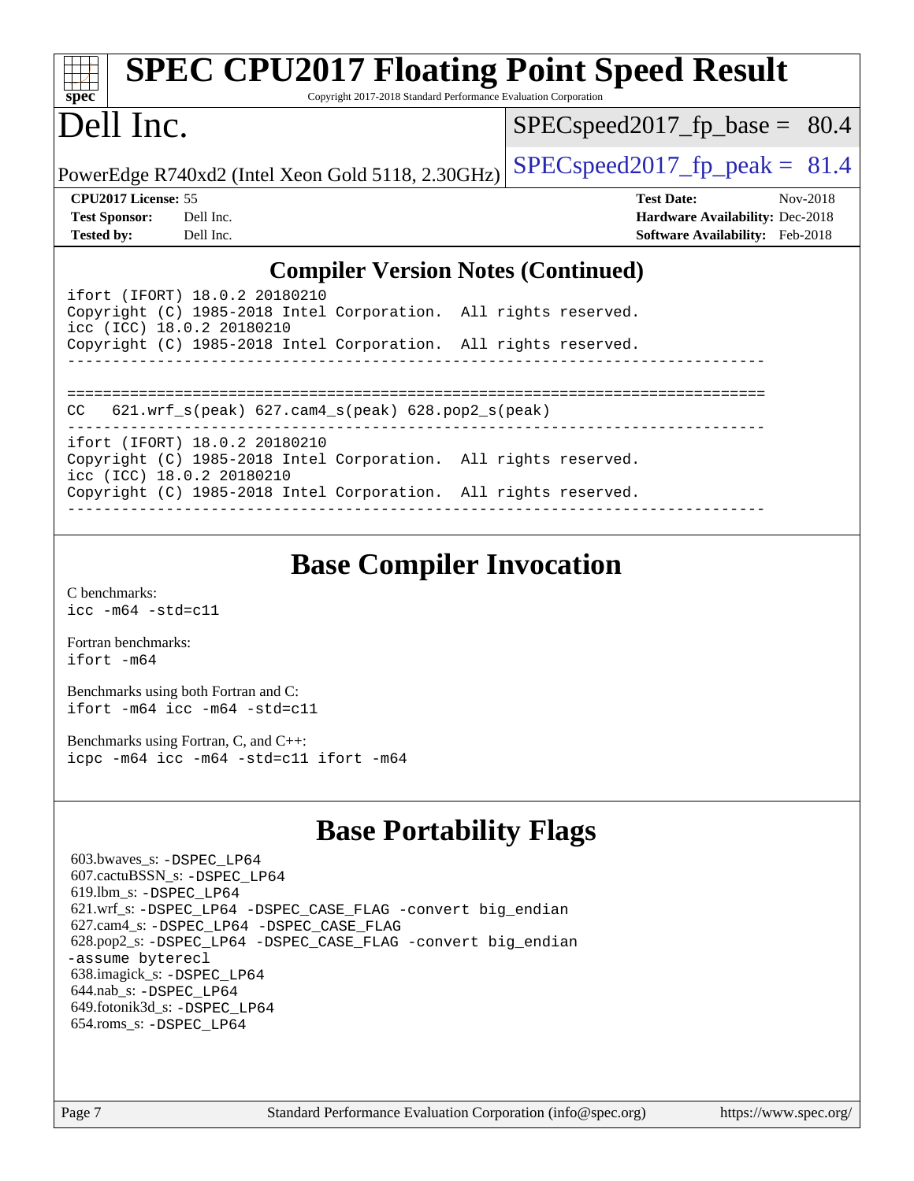## Compiler Version Notes (Continued)

```
ifort (IFORT) 18.0.2 20180210
Copyright (C) 1985-2018 Intel Corporation.  All rights reserved.
icc (ICC) 18.0.2 20180210
Copyright (C) 1985-2018 Intel Corporation.  All rights reserved.
------------------------------------------------------------------------------

==============================================================================
CC   621.wrf_s(peak) 627.cam4_s(peak) 628.pop2_s(peak)
------------------------------------------------------------------------------
ifort (IFORT) 18.0.2 20180210
Copyright (C) 1985-2018 Intel Corporation.  All rights reserved.
icc (ICC) 18.0.2 20180210
Copyright (C) 1985-2018 Intel Corporation.  All rights reserved.
------------------------------------------------------------------------------
```

## Base Compiler Invocation

C benchmarks:
`icc -m64 -std=c11`

Fortran benchmarks:
`ifort -m64`

Benchmarks using both Fortran and C:
`ifort -m64 icc -m64 -std=c11`

Benchmarks using Fortran, C, and C++:
`icpc -m64 icc -m64 -std=c11 ifort -m64`

## Base Portability Flags

603.bwaves_s: `-DSPEC_LP64`
607.cactuBSSN_s: `-DSPEC_LP64`
619.lbm_s: `-DSPEC_LP64`
621.wrf_s: `-DSPEC_LP64 -DSPEC_CASE_FLAG -convert big_endian`
627.cam4_s: `-DSPEC_LP64 -DSPEC_CASE_FLAG`
628.pop2_s: `-DSPEC_LP64 -DSPEC_CASE_FLAG -convert big_endian -assume byterecl`
638.imagick_s: `-DSPEC_LP64`
644.nab_s: `-DSPEC_LP64`
649.fotonik3d_s: `-DSPEC_LP64`
654.roms_s: `-DSPEC_LP64`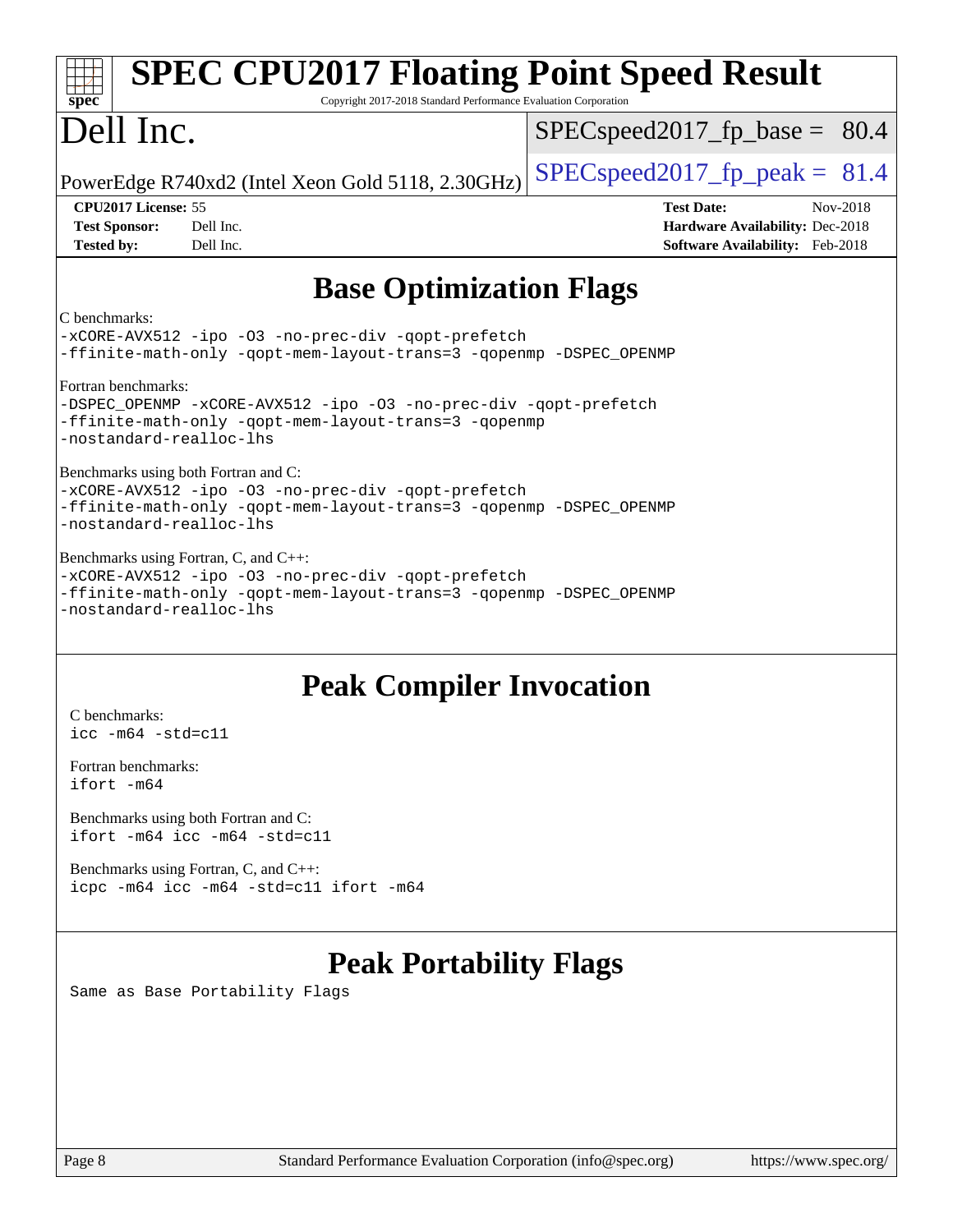# Base Optimization Flags

C benchmarks:

```
-xCORE-AVX512 -ipo -O3 -no-prec-div -qopt-prefetch
-ffinite-math-only -qopt-mem-layout-trans=3 -qopenmp -DSPEC_OPENMP
```

Fortran benchmarks:

```
-DSPEC_OPENMP -xCORE-AVX512 -ipo -O3 -no-prec-div -qopt-prefetch
-ffinite-math-only -qopt-mem-layout-trans=3 -qopenmp
-nostandard-realloc-lhs
```

Benchmarks using both Fortran and C:

```
-xCORE-AVX512 -ipo -O3 -no-prec-div -qopt-prefetch
-ffinite-math-only -qopt-mem-layout-trans=3 -qopenmp -DSPEC_OPENMP
-nostandard-realloc-lhs
```

Benchmarks using Fortran, C, and C++:

```
-xCORE-AVX512 -ipo -O3 -no-prec-div -qopt-prefetch
-ffinite-math-only -qopt-mem-layout-trans=3 -qopenmp -DSPEC_OPENMP
-nostandard-realloc-lhs
```

# Peak Compiler Invocation

C benchmarks:

```
icc -m64 -std=c11
```

Fortran benchmarks:

```
ifort -m64
```

Benchmarks using both Fortran and C:

```
ifort -m64 icc -m64 -std=c11
```

Benchmarks using Fortran, C, and C++:

```
icpc -m64 icc -m64 -std=c11 ifort -m64
```

# Peak Portability Flags

Same as Base Portability Flags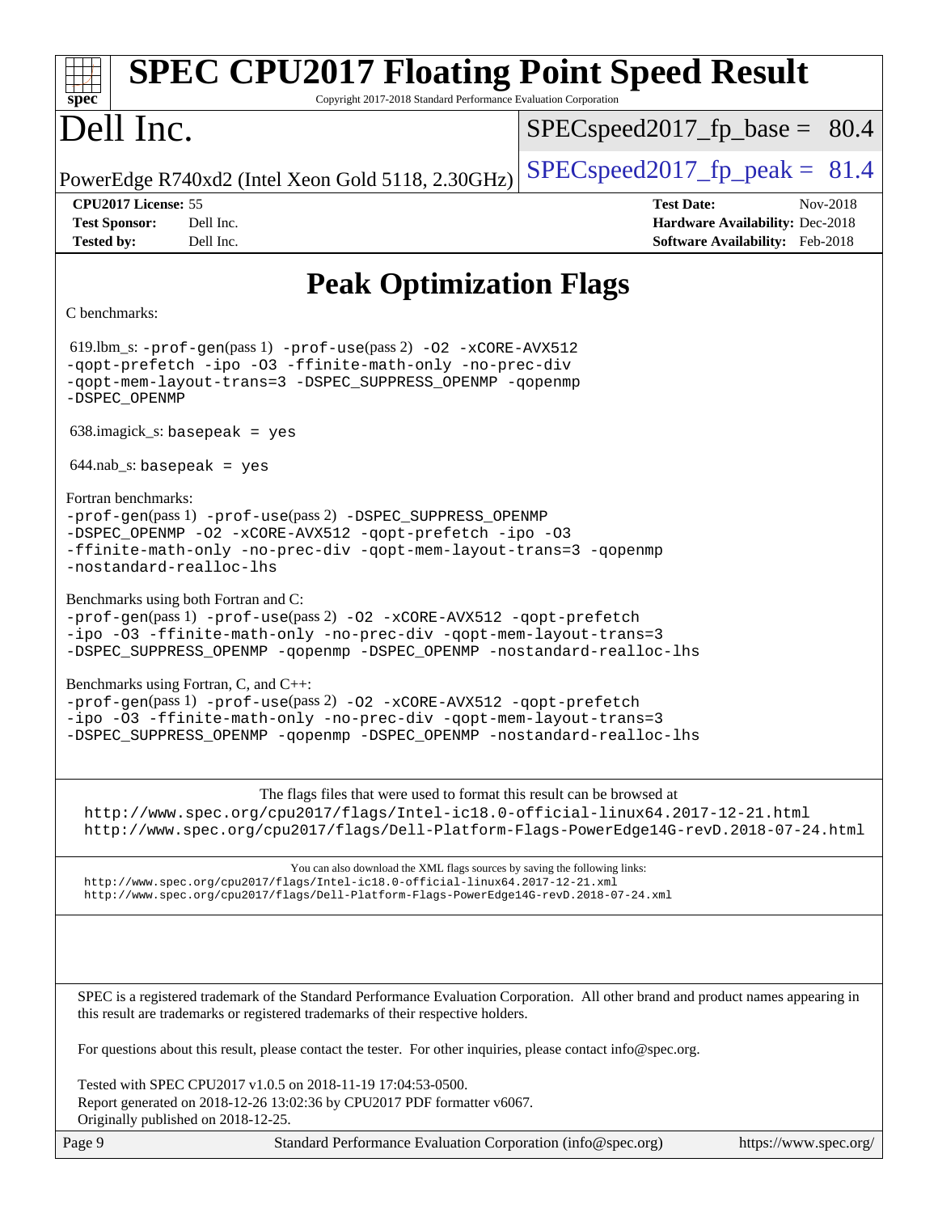# SPEC CPU2017 Floating Point Speed Result

Copyright 2017-2018 Standard Performance Evaluation Corporation

# Dell Inc.

PowerEdge R740xd2 (Intel Xeon Gold 5118, 2.30GHz)

SPECspeed2017_fp_base = 80.4

SPECspeed2017_fp_peak = 81.4

**CPU2017 License:** 55
**Test Sponsor:** Dell Inc.
**Tested by:** Dell Inc.

**Test Date:** Nov-2018
**Hardware Availability:** Dec-2018
**Software Availability:** Feb-2018

## Peak Optimization Flags

C benchmarks:

619.lbm_s: `-prof-gen`(pass 1) `-prof-use`(pass 2) `-O2 -xCORE-AVX512 -qopt-prefetch -ipo -O3 -ffinite-math-only -no-prec-div -qopt-mem-layout-trans=3 -DSPEC_SUPPRESS_OPENMP -qopenmp -DSPEC_OPENMP`

638.imagick_s: `basepeak = yes`

644.nab_s: `basepeak = yes`

Fortran benchmarks:

`-prof-gen`(pass 1) `-prof-use`(pass 2) `-DSPEC_SUPPRESS_OPENMP -DSPEC_OPENMP -O2 -xCORE-AVX512 -qopt-prefetch -ipo -O3 -ffinite-math-only -no-prec-div -qopt-mem-layout-trans=3 -qopenmp -nostandard-realloc-lhs`

Benchmarks using both Fortran and C:

`-prof-gen`(pass 1) `-prof-use`(pass 2) `-O2 -xCORE-AVX512 -qopt-prefetch -ipo -O3 -ffinite-math-only -no-prec-div -qopt-mem-layout-trans=3 -DSPEC_SUPPRESS_OPENMP -qopenmp -DSPEC_OPENMP -nostandard-realloc-lhs`

Benchmarks using Fortran, C, and C++:

`-prof-gen`(pass 1) `-prof-use`(pass 2) `-O2 -xCORE-AVX512 -qopt-prefetch -ipo -O3 -ffinite-math-only -no-prec-div -qopt-mem-layout-trans=3 -DSPEC_SUPPRESS_OPENMP -qopenmp -DSPEC_OPENMP -nostandard-realloc-lhs`

The flags files that were used to format this result can be browsed at
http://www.spec.org/cpu2017/flags/Intel-ic18.0-official-linux64.2017-12-21.html
http://www.spec.org/cpu2017/flags/Dell-Platform-Flags-PowerEdge14G-revD.2018-07-24.html

You can also download the XML flags sources by saving the following links:
http://www.spec.org/cpu2017/flags/Intel-ic18.0-official-linux64.2017-12-21.xml
http://www.spec.org/cpu2017/flags/Dell-Platform-Flags-PowerEdge14G-revD.2018-07-24.xml

SPEC is a registered trademark of the Standard Performance Evaluation Corporation. All other brand and product names appearing in this result are trademarks or registered trademarks of their respective holders.

For questions about this result, please contact the tester. For other inquiries, please contact info@spec.org.

Tested with SPEC CPU2017 v1.0.5 on 2018-11-19 17:04:53-0500.
Report generated on 2018-12-26 13:02:36 by CPU2017 PDF formatter v6067.
Originally published on 2018-12-25.